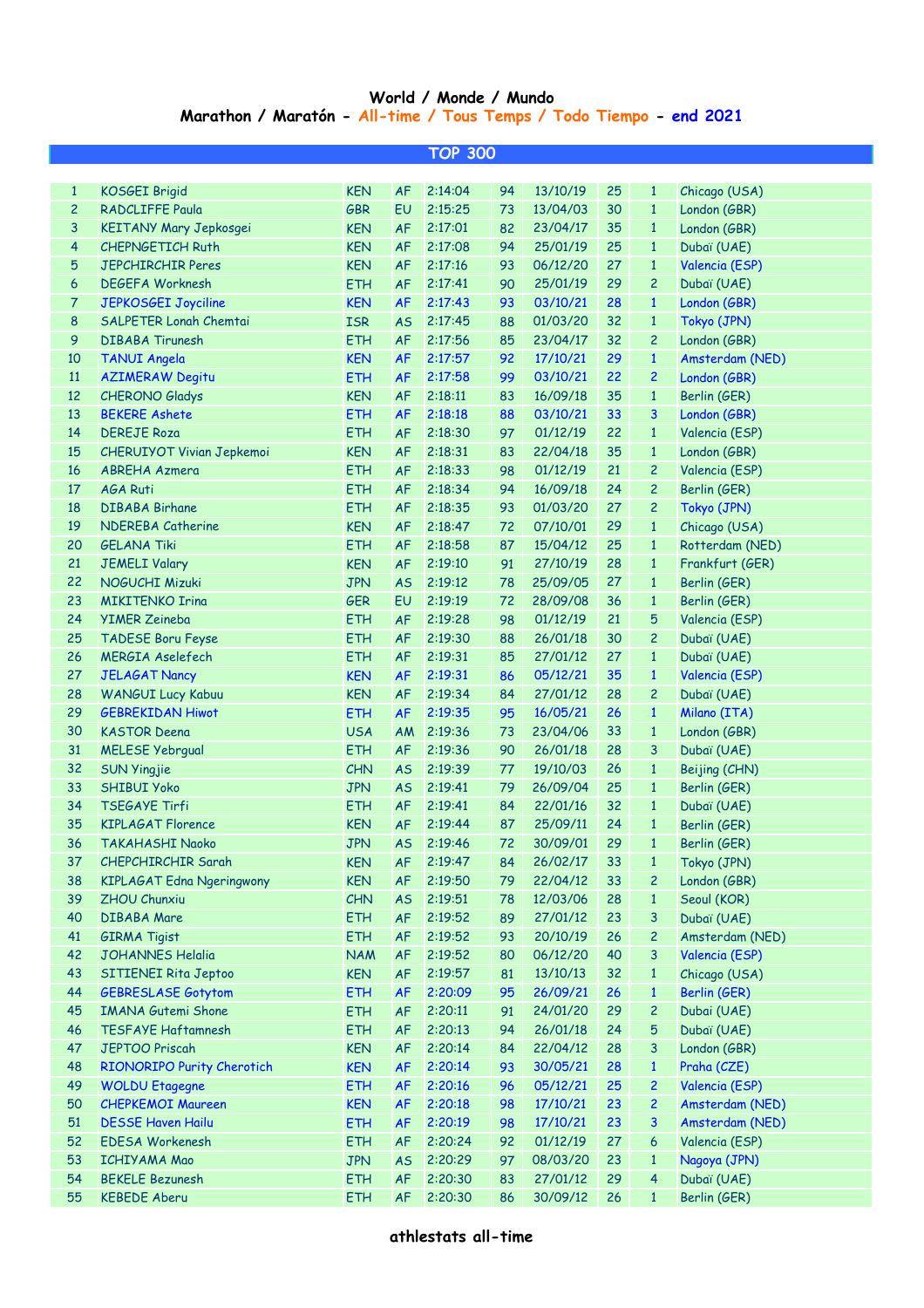# World / Monde / Mundo

## Marathon / Maratón - All-time / Tous Temps / Todo Tiempo - end 2021

### TOP 300

| | | | | | | | | | |
|---|---|---|---|---|---|---|---|---|---|
| 1 | KOSGEI Brigid | KEN | AF | 2:14:04 | 94 | 13/10/19 | 25 | 1 | Chicago (USA) |
| 2 | RADCLIFFE Paula | GBR | EU | 2:15:25 | 73 | 13/04/03 | 30 | 1 | London (GBR) |
| 3 | KEITANY Mary Jepkosgei | KEN | AF | 2:17:01 | 82 | 23/04/17 | 35 | 1 | London (GBR) |
| 4 | CHEPNGETICH Ruth | KEN | AF | 2:17:08 | 94 | 25/01/19 | 25 | 1 | Dubaï (UAE) |
| 5 | JEPCHIRCHIR Peres | KEN | AF | 2:17:16 | 93 | 06/12/20 | 27 | 1 | Valencia (ESP) |
| 6 | DEGEFA Worknesh | ETH | AF | 2:17:41 | 90 | 25/01/19 | 29 | 2 | Dubaï (UAE) |
| 7 | JEPKOSGEI Joyciline | KEN | AF | 2:17:43 | 93 | 03/10/21 | 28 | 1 | London (GBR) |
| 8 | SALPETER Lonah Chemtai | ISR | AS | 2:17:45 | 88 | 01/03/20 | 32 | 1 | Tokyo (JPN) |
| 9 | DIBABA Tirunesh | ETH | AF | 2:17:56 | 85 | 23/04/17 | 32 | 2 | London (GBR) |
| 10 | TANUI Angela | KEN | AF | 2:17:57 | 92 | 17/10/21 | 29 | 1 | Amsterdam (NED) |
| 11 | AZIMERAW Degitu | ETH | AF | 2:17:58 | 99 | 03/10/21 | 22 | 2 | London (GBR) |
| 12 | CHERONO Gladys | KEN | AF | 2:18:11 | 83 | 16/09/18 | 35 | 1 | Berlin (GER) |
| 13 | BEKERE Ashete | ETH | AF | 2:18:18 | 88 | 03/10/21 | 33 | 3 | London (GBR) |
| 14 | DEREJE Roza | ETH | AF | 2:18:30 | 97 | 01/12/19 | 22 | 1 | Valencia (ESP) |
| 15 | CHERUIYOT Vivian Jepkemoi | KEN | AF | 2:18:31 | 83 | 22/04/18 | 35 | 1 | London (GBR) |
| 16 | ABREHA Azmera | ETH | AF | 2:18:33 | 98 | 01/12/19 | 21 | 2 | Valencia (ESP) |
| 17 | AGA Ruti | ETH | AF | 2:18:34 | 94 | 16/09/18 | 24 | 2 | Berlin (GER) |
| 18 | DIBABA Birhane | ETH | AF | 2:18:35 | 93 | 01/03/20 | 27 | 2 | Tokyo (JPN) |
| 19 | NDEREBA Catherine | KEN | AF | 2:18:47 | 72 | 07/10/01 | 29 | 1 | Chicago (USA) |
| 20 | GELANA Tiki | ETH | AF | 2:18:58 | 87 | 15/04/12 | 25 | 1 | Rotterdam (NED) |
| 21 | JEMELI Valary | KEN | AF | 2:19:10 | 91 | 27/10/19 | 28 | 1 | Frankfurt (GER) |
| 22 | NOGUCHI Mizuki | JPN | AS | 2:19:12 | 78 | 25/09/05 | 27 | 1 | Berlin (GER) |
| 23 | MIKITENKO Irina | GER | EU | 2:19:19 | 72 | 28/09/08 | 36 | 1 | Berlin (GER) |
| 24 | YIMER Zeineba | ETH | AF | 2:19:28 | 98 | 01/12/19 | 21 | 5 | Valencia (ESP) |
| 25 | TADESE Boru Feyse | ETH | AF | 2:19:30 | 88 | 26/01/18 | 30 | 2 | Dubaï (UAE) |
| 26 | MERGIA Aselefech | ETH | AF | 2:19:31 | 85 | 27/01/12 | 27 | 1 | Dubaï (UAE) |
| 27 | JELAGAT Nancy | KEN | AF | 2:19:31 | 86 | 05/12/21 | 35 | 1 | Valencia (ESP) |
| 28 | WANGUI Lucy Kabuu | KEN | AF | 2:19:34 | 84 | 27/01/12 | 28 | 2 | Dubaï (UAE) |
| 29 | GEBREKIDAN Hiwot | ETH | AF | 2:19:35 | 95 | 16/05/21 | 26 | 1 | Milano (ITA) |
| 30 | KASTOR Deena | USA | AM | 2:19:36 | 73 | 23/04/06 | 33 | 1 | London (GBR) |
| 31 | MELESE Yebrgual | ETH | AF | 2:19:36 | 90 | 26/01/18 | 28 | 3 | Dubaï (UAE) |
| 32 | SUN Yingjie | CHN | AS | 2:19:39 | 77 | 19/10/03 | 26 | 1 | Beijing (CHN) |
| 33 | SHIBUI Yoko | JPN | AS | 2:19:41 | 79 | 26/09/04 | 25 | 1 | Berlin (GER) |
| 34 | TSEGAYE Tirfi | ETH | AF | 2:19:41 | 84 | 22/01/16 | 32 | 1 | Dubaï (UAE) |
| 35 | KIPLAGAT Florence | KEN | AF | 2:19:44 | 87 | 25/09/11 | 24 | 1 | Berlin (GER) |
| 36 | TAKAHASHI Naoko | JPN | AS | 2:19:46 | 72 | 30/09/01 | 29 | 1 | Berlin (GER) |
| 37 | CHEPCHIRCHIR Sarah | KEN | AF | 2:19:47 | 84 | 26/02/17 | 33 | 1 | Tokyo (JPN) |
| 38 | KIPLAGAT Edna Ngeringwony | KEN | AF | 2:19:50 | 79 | 22/04/12 | 33 | 2 | London (GBR) |
| 39 | ZHOU Chunxiu | CHN | AS | 2:19:51 | 78 | 12/03/06 | 28 | 1 | Seoul (KOR) |
| 40 | DIBABA Mare | ETH | AF | 2:19:52 | 89 | 27/01/12 | 23 | 3 | Dubaï (UAE) |
| 41 | GIRMA Tigist | ETH | AF | 2:19:52 | 93 | 20/10/19 | 26 | 2 | Amsterdam (NED) |
| 42 | JOHANNES Helalia | NAM | AF | 2:19:52 | 80 | 06/12/20 | 40 | 3 | Valencia (ESP) |
| 43 | SITIENEI Rita Jeptoo | KEN | AF | 2:19:57 | 81 | 13/10/13 | 32 | 1 | Chicago (USA) |
| 44 | GEBRESLASE Gotytom | ETH | AF | 2:20:09 | 95 | 26/09/21 | 26 | 1 | Berlin (GER) |
| 45 | IMANA Gutemi Shone | ETH | AF | 2:20:11 | 91 | 24/01/20 | 29 | 2 | Dubai (UAE) |
| 46 | TESFAYE Haftamnesh | ETH | AF | 2:20:13 | 94 | 26/01/18 | 24 | 5 | Dubaï (UAE) |
| 47 | JEPTOO Priscah | KEN | AF | 2:20:14 | 84 | 22/04/12 | 28 | 3 | London (GBR) |
| 48 | RIONORIPO Purity Cherotich | KEN | AF | 2:20:14 | 93 | 30/05/21 | 28 | 1 | Praha (CZE) |
| 49 | WOLDU Etagegne | ETH | AF | 2:20:16 | 96 | 05/12/21 | 25 | 2 | Valencia (ESP) |
| 50 | CHEPKEMOI Maureen | KEN | AF | 2:20:18 | 98 | 17/10/21 | 23 | 2 | Amsterdam (NED) |
| 51 | DESSE Haven Hailu | ETH | AF | 2:20:19 | 98 | 17/10/21 | 23 | 3 | Amsterdam (NED) |
| 52 | EDESA Workenesh | ETH | AF | 2:20:24 | 92 | 01/12/19 | 27 | 6 | Valencia (ESP) |
| 53 | ICHIYAMA Mao | JPN | AS | 2:20:29 | 97 | 08/03/20 | 23 | 1 | Nagoya (JPN) |
| 54 | BEKELE Bezunesh | ETH | AF | 2:20:30 | 83 | 27/01/12 | 29 | 4 | Dubaï (UAE) |
| 55 | KEBEDE Aberu | ETH | AF | 2:20:30 | 86 | 30/09/12 | 26 | 1 | Berlin (GER) |

athlestats all-time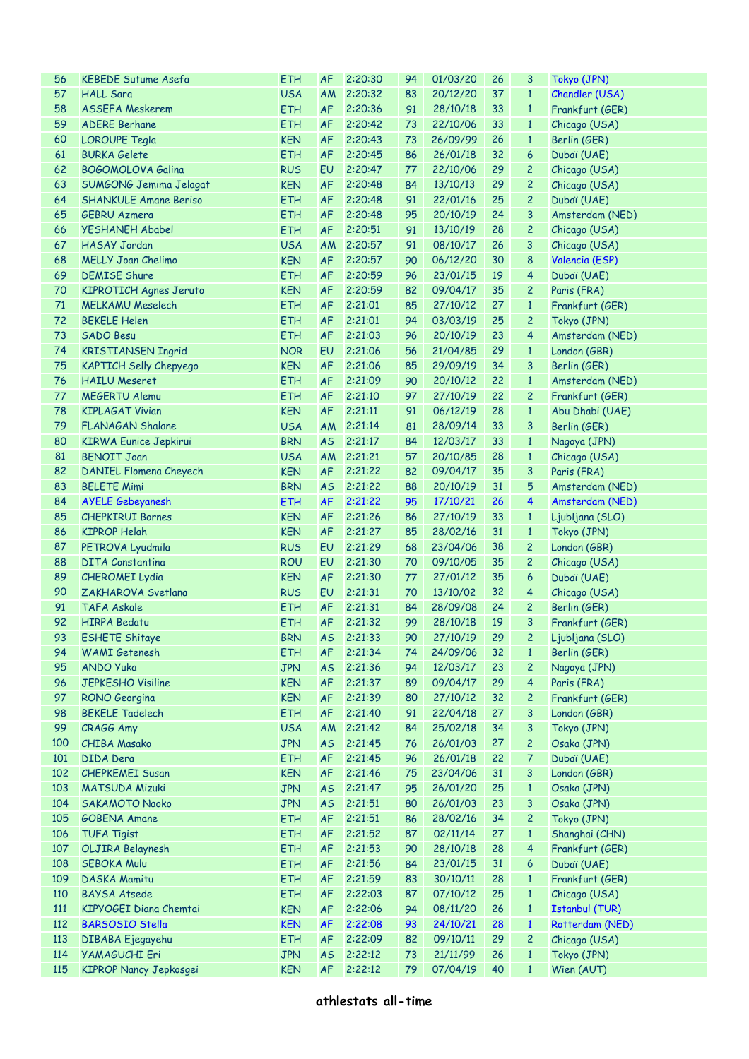| 56 | KEBEDE Sutume Asefa | ETH | AF | 2:20:30 | 94 | 01/03/20 | 26 | 3 | Tokyo (JPN) |
|---|---|---|---|---|---|---|---|---|---|
| 57 | HALL Sara | USA | AM | 2:20:32 | 83 | 20/12/20 | 37 | 1 | Chandler (USA) |
| 58 | ASSEFA Meskerem | ETH | AF | 2:20:36 | 91 | 28/10/18 | 33 | 1 | Frankfurt (GER) |
| 59 | ADERE Berhane | ETH | AF | 2:20:42 | 73 | 22/10/06 | 33 | 1 | Chicago (USA) |
| 60 | LOROUPE Tegla | KEN | AF | 2:20:43 | 73 | 26/09/99 | 26 | 1 | Berlin (GER) |
| 61 | BURKA Gelete | ETH | AF | 2:20:45 | 86 | 26/01/18 | 32 | 6 | Dubaï (UAE) |
| 62 | BOGOMOLOVA Galina | RUS | EU | 2:20:47 | 77 | 22/10/06 | 29 | 2 | Chicago (USA) |
| 63 | SUMGONG Jemima Jelagat | KEN | AF | 2:20:48 | 84 | 13/10/13 | 29 | 2 | Chicago (USA) |
| 64 | SHANKULE Amane Beriso | ETH | AF | 2:20:48 | 91 | 22/01/16 | 25 | 2 | Dubaï (UAE) |
| 65 | GEBRU Azmera | ETH | AF | 2:20:48 | 95 | 20/10/19 | 24 | 3 | Amsterdam (NED) |
| 66 | YESHANEH Ababel | ETH | AF | 2:20:51 | 91 | 13/10/19 | 28 | 2 | Chicago (USA) |
| 67 | HASAY Jordan | USA | AM | 2:20:57 | 91 | 08/10/17 | 26 | 3 | Chicago (USA) |
| 68 | MELLY Joan Chelimo | KEN | AF | 2:20:57 | 90 | 06/12/20 | 30 | 8 | Valencia (ESP) |
| 69 | DEMISE Shure | ETH | AF | 2:20:59 | 96 | 23/01/15 | 19 | 4 | Dubaï (UAE) |
| 70 | KIPROTICH Agnes Jeruto | KEN | AF | 2:20:59 | 82 | 09/04/17 | 35 | 2 | Paris (FRA) |
| 71 | MELKAMU Meselech | ETH | AF | 2:21:01 | 85 | 27/10/12 | 27 | 1 | Frankfurt (GER) |
| 72 | BEKELE Helen | ETH | AF | 2:21:01 | 94 | 03/03/19 | 25 | 2 | Tokyo (JPN) |
| 73 | SADO Besu | ETH | AF | 2:21:03 | 96 | 20/10/19 | 23 | 4 | Amsterdam (NED) |
| 74 | KRISTIANSEN Ingrid | NOR | EU | 2:21:06 | 56 | 21/04/85 | 29 | 1 | London (GBR) |
| 75 | KAPTICH Selly Chepyego | KEN | AF | 2:21:06 | 85 | 29/09/19 | 34 | 3 | Berlin (GER) |
| 76 | HAILU Meseret | ETH | AF | 2:21:09 | 90 | 20/10/12 | 22 | 1 | Amsterdam (NED) |
| 77 | MEGERTU Alemu | ETH | AF | 2:21:10 | 97 | 27/10/19 | 22 | 2 | Frankfurt (GER) |
| 78 | KIPLAGAT Vivian | KEN | AF | 2:21:11 | 91 | 06/12/19 | 28 | 1 | Abu Dhabi (UAE) |
| 79 | FLANAGAN Shalane | USA | AM | 2:21:14 | 81 | 28/09/14 | 33 | 3 | Berlin (GER) |
| 80 | KIRWA Eunice Jepkirui | BRN | AS | 2:21:17 | 84 | 12/03/17 | 33 | 1 | Nagoya (JPN) |
| 81 | BENOIT Joan | USA | AM | 2:21:21 | 57 | 20/10/85 | 28 | 1 | Chicago (USA) |
| 82 | DANIEL Flomena Cheyech | KEN | AF | 2:21:22 | 82 | 09/04/17 | 35 | 3 | Paris (FRA) |
| 83 | BELETE Mimi | BRN | AS | 2:21:22 | 88 | 20/10/19 | 31 | 5 | Amsterdam (NED) |
| 84 | AYELE Gebeyanesh | ETH | AF | 2:21:22 | 95 | 17/10/21 | 26 | 4 | Amsterdam (NED) |
| 85 | CHEPKIRUI Bornes | KEN | AF | 2:21:26 | 86 | 27/10/19 | 33 | 1 | Ljubljana (SLO) |
| 86 | KIPROP Helah | KEN | AF | 2:21:27 | 85 | 28/02/16 | 31 | 1 | Tokyo (JPN) |
| 87 | PETROVA Lyudmila | RUS | EU | 2:21:29 | 68 | 23/04/06 | 38 | 2 | London (GBR) |
| 88 | DITA Constantina | ROU | EU | 2:21:30 | 70 | 09/10/05 | 35 | 2 | Chicago (USA) |
| 89 | CHEROMEI Lydia | KEN | AF | 2:21:30 | 77 | 27/01/12 | 35 | 6 | Dubaï (UAE) |
| 90 | ZAKHAROVA Svetlana | RUS | EU | 2:21:31 | 70 | 13/10/02 | 32 | 4 | Chicago (USA) |
| 91 | TAFA Askale | ETH | AF | 2:21:31 | 84 | 28/09/08 | 24 | 2 | Berlin (GER) |
| 92 | HIRPA Bedatu | ETH | AF | 2:21:32 | 99 | 28/10/18 | 19 | 3 | Frankfurt (GER) |
| 93 | ESHETE Shitaye | BRN | AS | 2:21:33 | 90 | 27/10/19 | 29 | 2 | Ljubljana (SLO) |
| 94 | WAMI Getenesh | ETH | AF | 2:21:34 | 74 | 24/09/06 | 32 | 1 | Berlin (GER) |
| 95 | ANDO Yuka | JPN | AS | 2:21:36 | 94 | 12/03/17 | 23 | 2 | Nagoya (JPN) |
| 96 | JEPKESHO Visiline | KEN | AF | 2:21:37 | 89 | 09/04/17 | 29 | 4 | Paris (FRA) |
| 97 | RONO Georgina | KEN | AF | 2:21:39 | 80 | 27/10/12 | 32 | 2 | Frankfurt (GER) |
| 98 | BEKELE Tadelech | ETH | AF | 2:21:40 | 91 | 22/04/18 | 27 | 3 | London (GBR) |
| 99 | CRAGG Amy | USA | AM | 2:21:42 | 84 | 25/02/18 | 34 | 3 | Tokyo (JPN) |
| 100 | CHIBA Masako | JPN | AS | 2:21:45 | 76 | 26/01/03 | 27 | 2 | Osaka (JPN) |
| 101 | DIDA Dera | ETH | AF | 2:21:45 | 96 | 26/01/18 | 22 | 7 | Dubaï (UAE) |
| 102 | CHEPKEMEI Susan | KEN | AF | 2:21:46 | 75 | 23/04/06 | 31 | 3 | London (GBR) |
| 103 | MATSUDA Mizuki | JPN | AS | 2:21:47 | 95 | 26/01/20 | 25 | 1 | Osaka (JPN) |
| 104 | SAKAMOTO Naoko | JPN | AS | 2:21:51 | 80 | 26/01/03 | 23 | 3 | Osaka (JPN) |
| 105 | GOBENA Amane | ETH | AF | 2:21:51 | 86 | 28/02/16 | 34 | 2 | Tokyo (JPN) |
| 106 | TUFA Tigist | ETH | AF | 2:21:52 | 87 | 02/11/14 | 27 | 1 | Shanghai (CHN) |
| 107 | OLJIRA Belaynesh | ETH | AF | 2:21:53 | 90 | 28/10/18 | 28 | 4 | Frankfurt (GER) |
| 108 | SEBOKA Mulu | ETH | AF | 2:21:56 | 84 | 23/01/15 | 31 | 6 | Dubaï (UAE) |
| 109 | DASKA Mamitu | ETH | AF | 2:21:59 | 83 | 30/10/11 | 28 | 1 | Frankfurt (GER) |
| 110 | BAYSA Atsede | ETH | AF | 2:22:03 | 87 | 07/10/12 | 25 | 1 | Chicago (USA) |
| 111 | KIPYOGEI Diana Chemtai | KEN | AF | 2:22:06 | 94 | 08/11/20 | 26 | 1 | Istanbul (TUR) |
| 112 | BARSOSIO Stella | KEN | AF | 2:22:08 | 93 | 24/10/21 | 28 | 1 | Rotterdam (NED) |
| 113 | DIBABA Ejegayehu | ETH | AF | 2:22:09 | 82 | 09/10/11 | 29 | 2 | Chicago (USA) |
| 114 | YAMAGUCHI Eri | JPN | AS | 2:22:12 | 73 | 21/11/99 | 26 | 1 | Tokyo (JPN) |
| 115 | KIPROP Nancy Jepkosgei | KEN | AF | 2:22:12 | 79 | 07/04/19 | 40 | 1 | Wien (AUT) |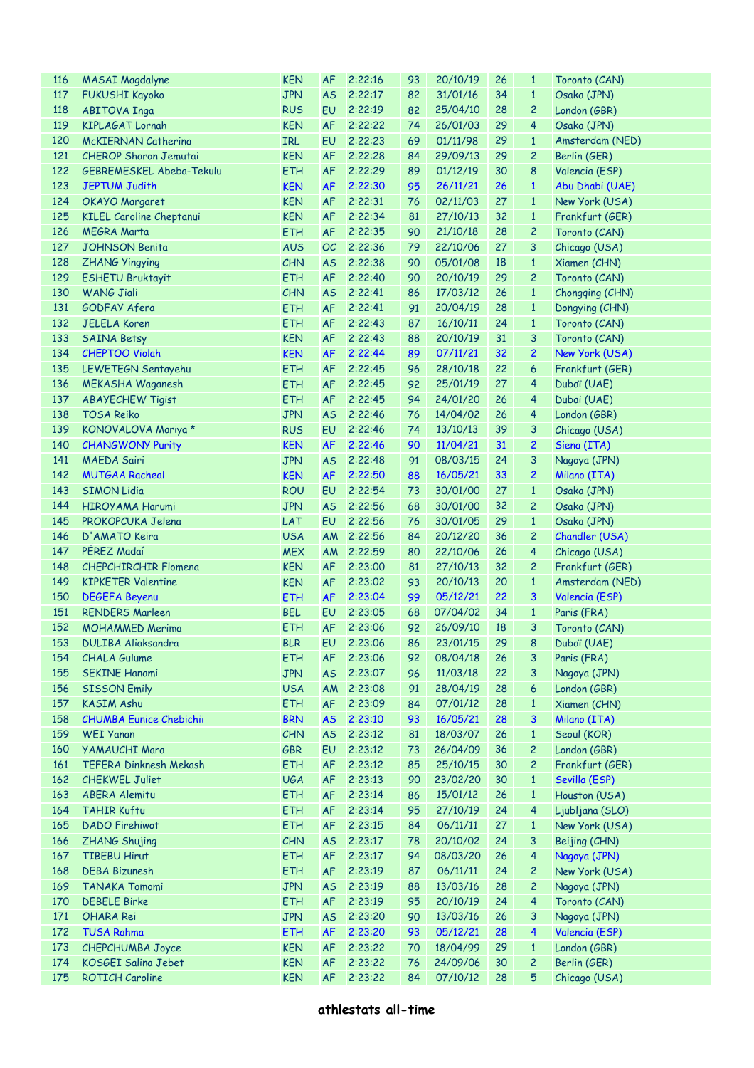| | | | | | | | | | |
|---|---|---|---|---|---|---|---|---|---|
| 116 | MASAI Magdalyne | KEN | AF | 2:22:16 | 93 | 20/10/19 | 26 | 1 | Toronto (CAN) |
| 117 | FUKUSHI Kayoko | JPN | AS | 2:22:17 | 82 | 31/01/16 | 34 | 1 | Osaka (JPN) |
| 118 | ABITOVA Inga | RUS | EU | 2:22:19 | 82 | 25/04/10 | 28 | 2 | London (GBR) |
| 119 | KIPLAGAT Lornah | KEN | AF | 2:22:22 | 74 | 26/01/03 | 29 | 4 | Osaka (JPN) |
| 120 | McKIERNAN Catherina | IRL | EU | 2:22:23 | 69 | 01/11/98 | 29 | 1 | Amsterdam (NED) |
| 121 | CHEROP Sharon Jemutai | KEN | AF | 2:22:28 | 84 | 29/09/13 | 29 | 2 | Berlin (GER) |
| 122 | GEBREMESKEL Abeba-Tekulu | ETH | AF | 2:22:29 | 89 | 01/12/19 | 30 | 8 | Valencia (ESP) |
| 123 | JEPTUM Judith | KEN | AF | 2:22:30 | 95 | 26/11/21 | 26 | 1 | Abu Dhabi (UAE) |
| 124 | OKAYO Margaret | KEN | AF | 2:22:31 | 76 | 02/11/03 | 27 | 1 | New York (USA) |
| 125 | KILEL Caroline Cheptanui | KEN | AF | 2:22:34 | 81 | 27/10/13 | 32 | 1 | Frankfurt (GER) |
| 126 | MEGRA Marta | ETH | AF | 2:22:35 | 90 | 21/10/18 | 28 | 2 | Toronto (CAN) |
| 127 | JOHNSON Benita | AUS | OC | 2:22:36 | 79 | 22/10/06 | 27 | 3 | Chicago (USA) |
| 128 | ZHANG Yingying | CHN | AS | 2:22:38 | 90 | 05/01/08 | 18 | 1 | Xiamen (CHN) |
| 129 | ESHETU Bruktayit | ETH | AF | 2:22:40 | 90 | 20/10/19 | 29 | 2 | Toronto (CAN) |
| 130 | WANG Jiali | CHN | AS | 2:22:41 | 86 | 17/03/12 | 26 | 1 | Chongqing (CHN) |
| 131 | GODFAY Afera | ETH | AF | 2:22:41 | 91 | 20/04/19 | 28 | 1 | Dongying (CHN) |
| 132 | JELELA Koren | ETH | AF | 2:22:43 | 87 | 16/10/11 | 24 | 1 | Toronto (CAN) |
| 133 | SAINA Betsy | KEN | AF | 2:22:43 | 88 | 20/10/19 | 31 | 3 | Toronto (CAN) |
| 134 | CHEPTOO Violah | KEN | AF | 2:22:44 | 89 | 07/11/21 | 32 | 2 | New York (USA) |
| 135 | LEWETEGN Sentayehu | ETH | AF | 2:22:45 | 96 | 28/10/18 | 22 | 6 | Frankfurt (GER) |
| 136 | MEKASHA Waganesh | ETH | AF | 2:22:45 | 92 | 25/01/19 | 27 | 4 | Dubaï (UAE) |
| 137 | ABAYECHEW Tigist | ETH | AF | 2:22:45 | 94 | 24/01/20 | 26 | 4 | Dubaï (UAE) |
| 138 | TOSA Reiko | JPN | AS | 2:22:46 | 76 | 14/04/02 | 26 | 4 | London (GBR) |
| 139 | KONOVALOVA Mariya * | RUS | EU | 2:22:46 | 74 | 13/10/13 | 39 | 3 | Chicago (USA) |
| 140 | CHANGWONY Purity | KEN | AF | 2:22:46 | 90 | 11/04/21 | 31 | 2 | Siena (ITA) |
| 141 | MAEDA Sairi | JPN | AS | 2:22:48 | 91 | 08/03/15 | 24 | 3 | Nagoya (JPN) |
| 142 | MUTGAA Racheal | KEN | AF | 2:22:50 | 88 | 16/05/21 | 33 | 2 | Milano (ITA) |
| 143 | SIMON Lidia | ROU | EU | 2:22:54 | 73 | 30/01/00 | 27 | 1 | Osaka (JPN) |
| 144 | HIROYAMA Harumi | JPN | AS | 2:22:56 | 68 | 30/01/00 | 32 | 2 | Osaka (JPN) |
| 145 | PROKOPCUKA Jelena | LAT | EU | 2:22:56 | 76 | 30/01/05 | 29 | 1 | Osaka (JPN) |
| 146 | D'AMATO Keira | USA | AM | 2:22:56 | 84 | 20/12/20 | 36 | 2 | Chandler (USA) |
| 147 | PÉREZ Madaí | MEX | AM | 2:22:59 | 80 | 22/10/06 | 26 | 4 | Chicago (USA) |
| 148 | CHEPCHIRCHIR Flomena | KEN | AF | 2:23:00 | 81 | 27/10/13 | 32 | 2 | Frankfurt (GER) |
| 149 | KIPKETER Valentine | KEN | AF | 2:23:02 | 93 | 20/10/13 | 20 | 1 | Amsterdam (NED) |
| 150 | DEGEFA Beyenu | ETH | AF | 2:23:04 | 99 | 05/12/21 | 22 | 3 | Valencia (ESP) |
| 151 | RENDERS Marleen | BEL | EU | 2:23:05 | 68 | 07/04/02 | 34 | 1 | Paris (FRA) |
| 152 | MOHAMMED Merima | ETH | AF | 2:23:06 | 92 | 26/09/10 | 18 | 3 | Toronto (CAN) |
| 153 | DULIBA Aliaksandra | BLR | EU | 2:23:06 | 86 | 23/01/15 | 29 | 8 | Dubaï (UAE) |
| 154 | CHALA Gulume | ETH | AF | 2:23:06 | 92 | 08/04/18 | 26 | 3 | Paris (FRA) |
| 155 | SEKINE Hanami | JPN | AS | 2:23:07 | 96 | 11/03/18 | 22 | 3 | Nagoya (JPN) |
| 156 | SISSON Emily | USA | AM | 2:23:08 | 91 | 28/04/19 | 28 | 6 | London (GBR) |
| 157 | KASIM Ashu | ETH | AF | 2:23:09 | 84 | 07/01/12 | 28 | 1 | Xiamen (CHN) |
| 158 | CHUMBA Eunice Chebichii | BRN | AS | 2:23:10 | 93 | 16/05/21 | 28 | 3 | Milano (ITA) |
| 159 | WEI Yanan | CHN | AS | 2:23:12 | 81 | 18/03/07 | 26 | 1 | Seoul (KOR) |
| 160 | YAMAUCHI Mara | GBR | EU | 2:23:12 | 73 | 26/04/09 | 36 | 2 | London (GBR) |
| 161 | TEFERA Dinknesh Mekash | ETH | AF | 2:23:12 | 85 | 25/10/15 | 30 | 2 | Frankfurt (GER) |
| 162 | CHEKWEL Juliet | UGA | AF | 2:23:13 | 90 | 23/02/20 | 30 | 1 | Sevilla (ESP) |
| 163 | ABERA Alemitu | ETH | AF | 2:23:14 | 86 | 15/01/12 | 26 | 1 | Houston (USA) |
| 164 | TAHIR Kuftu | ETH | AF | 2:23:14 | 95 | 27/10/19 | 24 | 4 | Ljubljana (SLO) |
| 165 | DADO Firehiwot | ETH | AF | 2:23:15 | 84 | 06/11/11 | 27 | 1 | New York (USA) |
| 166 | ZHANG Shujing | CHN | AS | 2:23:17 | 78 | 20/10/02 | 24 | 3 | Beijing (CHN) |
| 167 | TIBEBU Hirut | ETH | AF | 2:23:17 | 94 | 08/03/20 | 26 | 4 | Nagoya (JPN) |
| 168 | DEBA Bizunesh | ETH | AF | 2:23:19 | 87 | 06/11/11 | 24 | 2 | New York (USA) |
| 169 | TANAKA Tomomi | JPN | AS | 2:23:19 | 88 | 13/03/16 | 28 | 2 | Nagoya (JPN) |
| 170 | DEBELE Birke | ETH | AF | 2:23:19 | 95 | 20/10/19 | 24 | 4 | Toronto (CAN) |
| 171 | OHARA Rei | JPN | AS | 2:23:20 | 90 | 13/03/16 | 26 | 3 | Nagoya (JPN) |
| 172 | TUSA Rahma | ETH | AF | 2:23:20 | 93 | 05/12/21 | 28 | 4 | Valencia (ESP) |
| 173 | CHEPCHUMBA Joyce | KEN | AF | 2:23:22 | 70 | 18/04/99 | 29 | 1 | London (GBR) |
| 174 | KOSGEI Salina Jebet | KEN | AF | 2:23:22 | 76 | 24/09/06 | 30 | 2 | Berlin (GER) |
| 175 | ROTICH Caroline | KEN | AF | 2:23:22 | 84 | 07/10/12 | 28 | 5 | Chicago (USA) |

**athlestats all-time**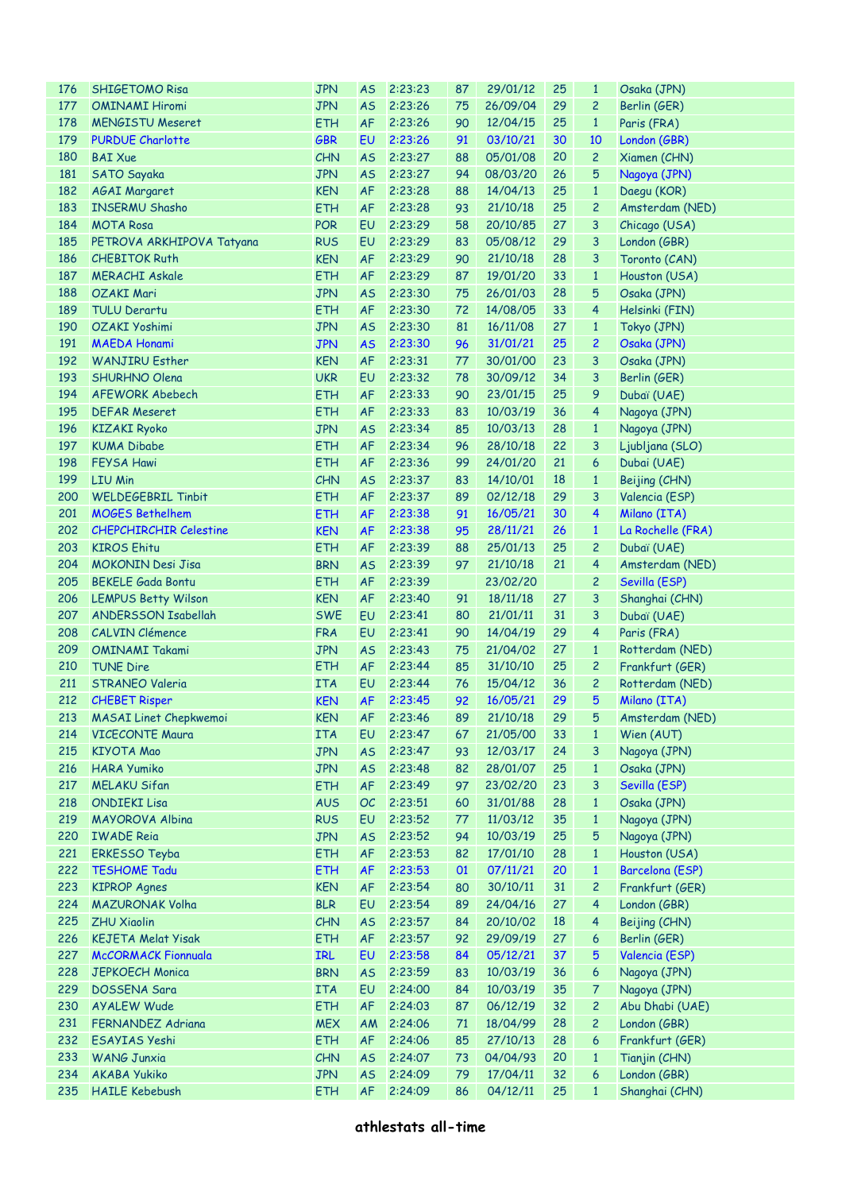| | | | | | | | | | |
|---|---|---|---|---|---|---|---|---|---|
| 176 | SHIGETOMO Risa | JPN | AS | 2:23:23 | 87 | 29/01/12 | 25 | 1 | Osaka (JPN) |
| 177 | OMINAMI Hiromi | JPN | AS | 2:23:26 | 75 | 26/09/04 | 29 | 2 | Berlin (GER) |
| 178 | MENGISTU Meseret | ETH | AF | 2:23:26 | 90 | 12/04/15 | 25 | 1 | Paris (FRA) |
| 179 | PURDUE Charlotte | GBR | EU | 2:23:26 | 91 | 03/10/21 | 30 | 10 | London (GBR) |
| 180 | BAI Xue | CHN | AS | 2:23:27 | 88 | 05/01/08 | 20 | 2 | Xiamen (CHN) |
| 181 | SATO Sayaka | JPN | AS | 2:23:27 | 94 | 08/03/20 | 26 | 5 | Nagoya (JPN) |
| 182 | AGAI Margaret | KEN | AF | 2:23:28 | 88 | 14/04/13 | 25 | 1 | Daegu (KOR) |
| 183 | INSERMU Shasho | ETH | AF | 2:23:28 | 93 | 21/10/18 | 25 | 2 | Amsterdam (NED) |
| 184 | MOTA Rosa | POR | EU | 2:23:29 | 58 | 20/10/85 | 27 | 3 | Chicago (USA) |
| 185 | PETROVA ARKHIPOVA Tatyana | RUS | EU | 2:23:29 | 83 | 05/08/12 | 29 | 3 | London (GBR) |
| 186 | CHEBITOK Ruth | KEN | AF | 2:23:29 | 90 | 21/10/18 | 28 | 3 | Toronto (CAN) |
| 187 | MERACHI Askale | ETH | AF | 2:23:29 | 87 | 19/01/20 | 33 | 1 | Houston (USA) |
| 188 | OZAKI Mari | JPN | AS | 2:23:30 | 75 | 26/01/03 | 28 | 5 | Osaka (JPN) |
| 189 | TULU Derartu | ETH | AF | 2:23:30 | 72 | 14/08/05 | 33 | 4 | Helsinki (FIN) |
| 190 | OZAKI Yoshimi | JPN | AS | 2:23:30 | 81 | 16/11/08 | 27 | 1 | Tokyo (JPN) |
| 191 | MAEDA Honami | JPN | AS | 2:23:30 | 96 | 31/01/21 | 25 | 2 | Osaka (JPN) |
| 192 | WANJIRU Esther | KEN | AF | 2:23:31 | 77 | 30/01/00 | 23 | 3 | Osaka (JPN) |
| 193 | SHURHNO Olena | UKR | EU | 2:23:32 | 78 | 30/09/12 | 34 | 3 | Berlin (GER) |
| 194 | AFEWORK Abebech | ETH | AF | 2:23:33 | 90 | 23/01/15 | 25 | 9 | Dubaï (UAE) |
| 195 | DEFAR Meseret | ETH | AF | 2:23:33 | 83 | 10/03/19 | 36 | 4 | Nagoya (JPN) |
| 196 | KIZAKI Ryoko | JPN | AS | 2:23:34 | 85 | 10/03/13 | 28 | 1 | Nagoya (JPN) |
| 197 | KUMA Dibabe | ETH | AF | 2:23:34 | 96 | 28/10/18 | 22 | 3 | Ljubljana (SLO) |
| 198 | FEYSA Hawi | ETH | AF | 2:23:36 | 99 | 24/01/20 | 21 | 6 | Dubai (UAE) |
| 199 | LIU Min | CHN | AS | 2:23:37 | 83 | 14/10/01 | 18 | 1 | Beijing (CHN) |
| 200 | WELDEGEBRIL Tinbit | ETH | AF | 2:23:37 | 89 | 02/12/18 | 29 | 3 | Valencia (ESP) |
| 201 | MOGES Bethelhem | ETH | AF | 2:23:38 | 91 | 16/05/21 | 30 | 4 | Milano (ITA) |
| 202 | CHEPCHIRCHIR Celestine | KEN | AF | 2:23:38 | 95 | 28/11/21 | 26 | 1 | La Rochelle (FRA) |
| 203 | KIROS Ehitu | ETH | AF | 2:23:39 | 88 | 25/01/13 | 25 | 2 | Dubaï (UAE) |
| 204 | MOKONIN Desi Jisa | BRN | AS | 2:23:39 | 97 | 21/10/18 | 21 | 4 | Amsterdam (NED) |
| 205 | BEKELE Gada Bontu | ETH | AF | 2:23:39 | | 23/02/20 | | 2 | Sevilla (ESP) |
| 206 | LEMPUS Betty Wilson | KEN | AF | 2:23:40 | 91 | 18/11/18 | 27 | 3 | Shanghai (CHN) |
| 207 | ANDERSSON Isabellah | SWE | EU | 2:23:41 | 80 | 21/01/11 | 31 | 3 | Dubaï (UAE) |
| 208 | CALVIN Clémence | FRA | EU | 2:23:41 | 90 | 14/04/19 | 29 | 4 | Paris (FRA) |
| 209 | OMINAMI Takami | JPN | AS | 2:23:43 | 75 | 21/04/02 | 27 | 1 | Rotterdam (NED) |
| 210 | TUNE Dire | ETH | AF | 2:23:44 | 85 | 31/10/10 | 25 | 2 | Frankfurt (GER) |
| 211 | STRANEO Valeria | ITA | EU | 2:23:44 | 76 | 15/04/12 | 36 | 2 | Rotterdam (NED) |
| 212 | CHEBET Risper | KEN | AF | 2:23:45 | 92 | 16/05/21 | 29 | 5 | Milano (ITA) |
| 213 | MASAI Linet Chepkwemoi | KEN | AF | 2:23:46 | 89 | 21/10/18 | 29 | 5 | Amsterdam (NED) |
| 214 | VICECONTE Maura | ITA | EU | 2:23:47 | 67 | 21/05/00 | 33 | 1 | Wien (AUT) |
| 215 | KIYOTA Mao | JPN | AS | 2:23:47 | 93 | 12/03/17 | 24 | 3 | Nagoya (JPN) |
| 216 | HARA Yumiko | JPN | AS | 2:23:48 | 82 | 28/01/07 | 25 | 1 | Osaka (JPN) |
| 217 | MELAKU Sifan | ETH | AF | 2:23:49 | 97 | 23/02/20 | 23 | 3 | Sevilla (ESP) |
| 218 | ONDIEKI Lisa | AUS | OC | 2:23:51 | 60 | 31/01/88 | 28 | 1 | Osaka (JPN) |
| 219 | MAYOROVA Albina | RUS | EU | 2:23:52 | 77 | 11/03/12 | 35 | 1 | Nagoya (JPN) |
| 220 | IWADE Reia | JPN | AS | 2:23:52 | 94 | 10/03/19 | 25 | 5 | Nagoya (JPN) |
| 221 | ERKESSO Teyba | ETH | AF | 2:23:53 | 82 | 17/01/10 | 28 | 1 | Houston (USA) |
| 222 | TESHOME Tadu | ETH | AF | 2:23:53 | 01 | 07/11/21 | 20 | 1 | Barcelona (ESP) |
| 223 | KIPROP Agnes | KEN | AF | 2:23:54 | 80 | 30/10/11 | 31 | 2 | Frankfurt (GER) |
| 224 | MAZURONAK Volha | BLR | EU | 2:23:54 | 89 | 24/04/16 | 27 | 4 | London (GBR) |
| 225 | ZHU Xiaolin | CHN | AS | 2:23:57 | 84 | 20/10/02 | 18 | 4 | Beijing (CHN) |
| 226 | KEJETA Melat Yisak | ETH | AF | 2:23:57 | 92 | 29/09/19 | 27 | 6 | Berlin (GER) |
| 227 | McCORMACK Fionnuala | IRL | EU | 2:23:58 | 84 | 05/12/21 | 37 | 5 | Valencia (ESP) |
| 228 | JEPKOECH Monica | BRN | AS | 2:23:59 | 83 | 10/03/19 | 36 | 6 | Nagoya (JPN) |
| 229 | DOSSENA Sara | ITA | EU | 2:24:00 | 84 | 10/03/19 | 35 | 7 | Nagoya (JPN) |
| 230 | AYALEW Wude | ETH | AF | 2:24:03 | 87 | 06/12/19 | 32 | 2 | Abu Dhabi (UAE) |
| 231 | FERNANDEZ Adriana | MEX | AM | 2:24:06 | 71 | 18/04/99 | 28 | 2 | London (GBR) |
| 232 | ESAYIAS Yeshi | ETH | AF | 2:24:06 | 85 | 27/10/13 | 28 | 6 | Frankfurt (GER) |
| 233 | WANG Junxia | CHN | AS | 2:24:07 | 73 | 04/04/93 | 20 | 1 | Tianjin (CHN) |
| 234 | AKABA Yukiko | JPN | AS | 2:24:09 | 79 | 17/04/11 | 32 | 6 | London (GBR) |
| 235 | HAILE Kebebush | ETH | AF | 2:24:09 | 86 | 04/12/11 | 25 | 1 | Shanghai (CHN) |

**athlestats all-time**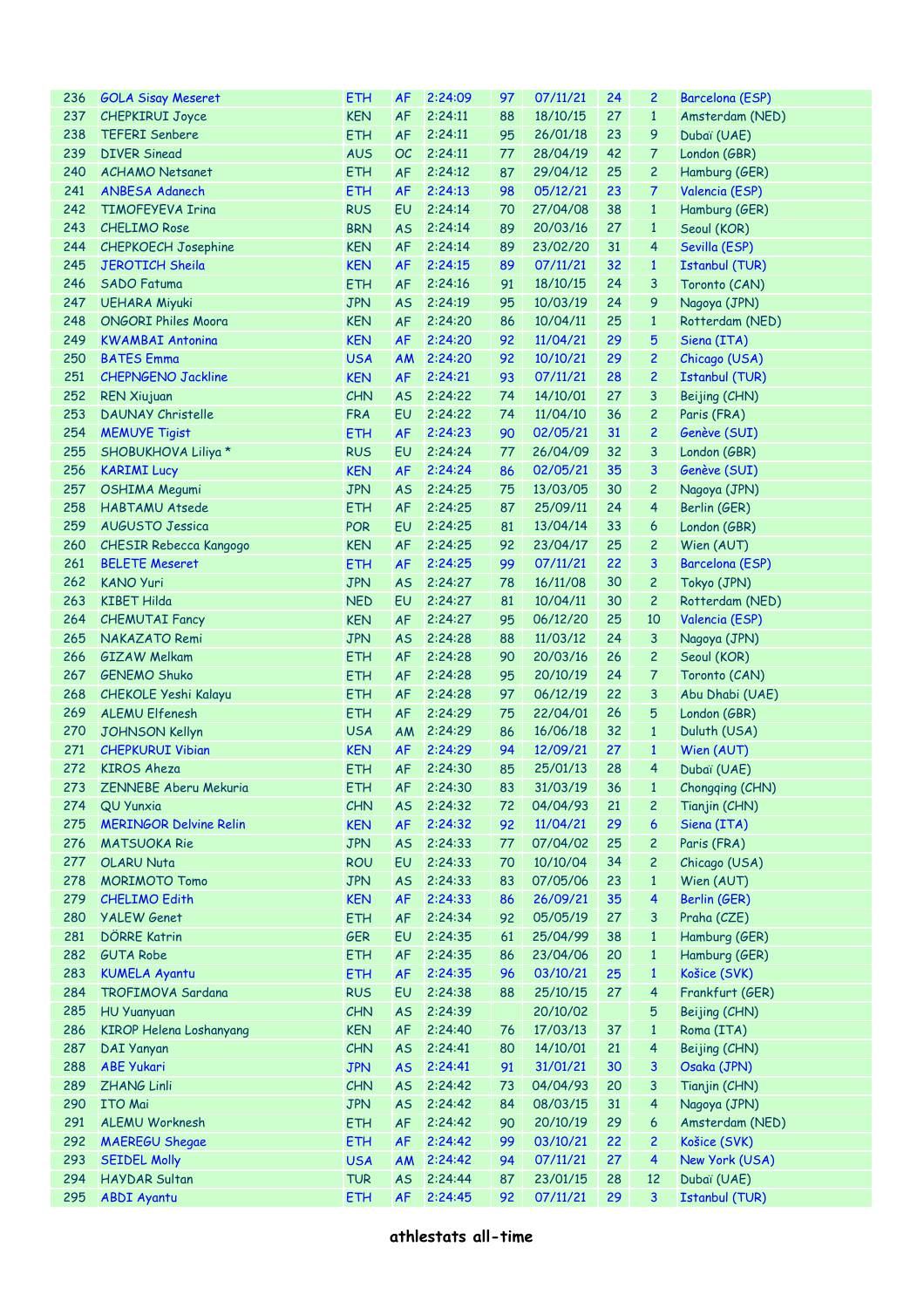| 236 | GOLA Sisay Meseret | ETH | AF | 2:24:09 | 97 | 07/11/21 | 24 | 2 | Barcelona (ESP) |
|---|---|---|---|---|---|---|---|---|---|
| 237 | CHEPKIRUI Joyce | KEN | AF | 2:24:11 | 88 | 18/10/15 | 27 | 1 | Amsterdam (NED) |
| 238 | TEFERI Senbere | ETH | AF | 2:24:11 | 95 | 26/01/18 | 23 | 9 | Dubaï (UAE) |
| 239 | DIVER Sinead | AUS | OC | 2:24:11 | 77 | 28/04/19 | 42 | 7 | London (GBR) |
| 240 | ACHAMO Netsanet | ETH | AF | 2:24:12 | 87 | 29/04/12 | 25 | 2 | Hamburg (GER) |
| 241 | ANBESA Adanech | ETH | AF | 2:24:13 | 98 | 05/12/21 | 23 | 7 | Valencia (ESP) |
| 242 | TIMOFEYEVA Irina | RUS | EU | 2:24:14 | 70 | 27/04/08 | 38 | 1 | Hamburg (GER) |
| 243 | CHELIMO Rose | BRN | AS | 2:24:14 | 89 | 20/03/16 | 27 | 1 | Seoul (KOR) |
| 244 | CHEPKOECH Josephine | KEN | AF | 2:24:14 | 89 | 23/02/20 | 31 | 4 | Sevilla (ESP) |
| 245 | JEROTICH Sheila | KEN | AF | 2:24:15 | 89 | 07/11/21 | 32 | 1 | Istanbul (TUR) |
| 246 | SADO Fatuma | ETH | AF | 2:24:16 | 91 | 18/10/15 | 24 | 3 | Toronto (CAN) |
| 247 | UEHARA Miyuki | JPN | AS | 2:24:19 | 95 | 10/03/19 | 24 | 9 | Nagoya (JPN) |
| 248 | ONGORI Philes Moora | KEN | AF | 2:24:20 | 86 | 10/04/11 | 25 | 1 | Rotterdam (NED) |
| 249 | KWAMBAI Antonina | KEN | AF | 2:24:20 | 92 | 11/04/21 | 29 | 5 | Siena (ITA) |
| 250 | BATES Emma | USA | AM | 2:24:20 | 92 | 10/10/21 | 29 | 2 | Chicago (USA) |
| 251 | CHEPNGENO Jackline | KEN | AF | 2:24:21 | 93 | 07/11/21 | 28 | 2 | Istanbul (TUR) |
| 252 | REN Xiujuan | CHN | AS | 2:24:22 | 74 | 14/10/01 | 27 | 3 | Beijing (CHN) |
| 253 | DAUNAY Christelle | FRA | EU | 2:24:22 | 74 | 11/04/10 | 36 | 2 | Paris (FRA) |
| 254 | MEMUYE Tigist | ETH | AF | 2:24:23 | 90 | 02/05/21 | 31 | 2 | Genève (SUI) |
| 255 | SHOBUKHOVA Liliya * | RUS | EU | 2:24:24 | 77 | 26/04/09 | 32 | 3 | London (GBR) |
| 256 | KARIMI Lucy | KEN | AF | 2:24:24 | 86 | 02/05/21 | 35 | 3 | Genève (SUI) |
| 257 | OSHIMA Megumi | JPN | AS | 2:24:25 | 75 | 13/03/05 | 30 | 2 | Nagoya (JPN) |
| 258 | HABTAMU Atsede | ETH | AF | 2:24:25 | 87 | 25/09/11 | 24 | 4 | Berlin (GER) |
| 259 | AUGUSTO Jessica | POR | EU | 2:24:25 | 81 | 13/04/14 | 33 | 6 | London (GBR) |
| 260 | CHESIR Rebecca Kangogo | KEN | AF | 2:24:25 | 92 | 23/04/17 | 25 | 2 | Wien (AUT) |
| 261 | BELETE Meseret | ETH | AF | 2:24:25 | 99 | 07/11/21 | 22 | 3 | Barcelona (ESP) |
| 262 | KANO Yuri | JPN | AS | 2:24:27 | 78 | 16/11/08 | 30 | 2 | Tokyo (JPN) |
| 263 | KIBET Hilda | NED | EU | 2:24:27 | 81 | 10/04/11 | 30 | 2 | Rotterdam (NED) |
| 264 | CHEMUTAI Fancy | KEN | AF | 2:24:27 | 95 | 06/12/20 | 25 | 10 | Valencia (ESP) |
| 265 | NAKAZATO Remi | JPN | AS | 2:24:28 | 88 | 11/03/12 | 24 | 3 | Nagoya (JPN) |
| 266 | GIZAW Melkam | ETH | AF | 2:24:28 | 90 | 20/03/16 | 26 | 2 | Seoul (KOR) |
| 267 | GENEMO Shuko | ETH | AF | 2:24:28 | 95 | 20/10/19 | 24 | 7 | Toronto (CAN) |
| 268 | CHEKOLE Yeshi Kalayu | ETH | AF | 2:24:28 | 97 | 06/12/19 | 22 | 3 | Abu Dhabi (UAE) |
| 269 | ALEMU Elfenesh | ETH | AF | 2:24:29 | 75 | 22/04/01 | 26 | 5 | London (GBR) |
| 270 | JOHNSON Kellyn | USA | AM | 2:24:29 | 86 | 16/06/18 | 32 | 1 | Duluth (USA) |
| 271 | CHEPKURUI Vibian | KEN | AF | 2:24:29 | 94 | 12/09/21 | 27 | 1 | Wien (AUT) |
| 272 | KIROS Aheza | ETH | AF | 2:24:30 | 85 | 25/01/13 | 28 | 4 | Dubaï (UAE) |
| 273 | ZENNEBE Aberu Mekuria | ETH | AF | 2:24:30 | 83 | 31/03/19 | 36 | 1 | Chongqing (CHN) |
| 274 | QU Yunxia | CHN | AS | 2:24:32 | 72 | 04/04/93 | 21 | 2 | Tianjin (CHN) |
| 275 | MERINGOR Delvine Relin | KEN | AF | 2:24:32 | 92 | 11/04/21 | 29 | 6 | Siena (ITA) |
| 276 | MATSUOKA Rie | JPN | AS | 2:24:33 | 77 | 07/04/02 | 25 | 2 | Paris (FRA) |
| 277 | OLARU Nuta | ROU | EU | 2:24:33 | 70 | 10/10/04 | 34 | 2 | Chicago (USA) |
| 278 | MORIMOTO Tomo | JPN | AS | 2:24:33 | 83 | 07/05/06 | 23 | 1 | Wien (AUT) |
| 279 | CHELIMO Edith | KEN | AF | 2:24:33 | 86 | 26/09/21 | 35 | 4 | Berlin (GER) |
| 280 | YALEW Genet | ETH | AF | 2:24:34 | 92 | 05/05/19 | 27 | 3 | Praha (CZE) |
| 281 | DÖRRE Katrin | GER | EU | 2:24:35 | 61 | 25/04/99 | 38 | 1 | Hamburg (GER) |
| 282 | GUTA Robe | ETH | AF | 2:24:35 | 86 | 23/04/06 | 20 | 1 | Hamburg (GER) |
| 283 | KUMELA Ayantu | ETH | AF | 2:24:35 | 96 | 03/10/21 | 25 | 1 | Košice (SVK) |
| 284 | TROFIMOVA Sardana | RUS | EU | 2:24:38 | 88 | 25/10/15 | 27 | 4 | Frankfurt (GER) |
| 285 | HU Yuanyuan | CHN | AS | 2:24:39 | | 20/10/02 | | 5 | Beijing (CHN) |
| 286 | KIROP Helena Loshanyang | KEN | AF | 2:24:40 | 76 | 17/03/13 | 37 | 1 | Roma (ITA) |
| 287 | DAI Yanyan | CHN | AS | 2:24:41 | 80 | 14/10/01 | 21 | 4 | Beijing (CHN) |
| 288 | ABE Yukari | JPN | AS | 2:24:41 | 91 | 31/01/21 | 30 | 3 | Osaka (JPN) |
| 289 | ZHANG Linli | CHN | AS | 2:24:42 | 73 | 04/04/93 | 20 | 3 | Tianjin (CHN) |
| 290 | ITO Mai | JPN | AS | 2:24:42 | 84 | 08/03/15 | 31 | 4 | Nagoya (JPN) |
| 291 | ALEMU Worknesh | ETH | AF | 2:24:42 | 90 | 20/10/19 | 29 | 6 | Amsterdam (NED) |
| 292 | MAEREGU Shegae | ETH | AF | 2:24:42 | 99 | 03/10/21 | 22 | 2 | Košice (SVK) |
| 293 | SEIDEL Molly | USA | AM | 2:24:42 | 94 | 07/11/21 | 27 | 4 | New York (USA) |
| 294 | HAYDAR Sultan | TUR | AS | 2:24:44 | 87 | 23/01/15 | 28 | 12 | Dubaï (UAE) |
| 295 | ABDI Ayantu | ETH | AF | 2:24:45 | 92 | 07/11/21 | 29 | 3 | Istanbul (TUR) |

**athlestats all-time**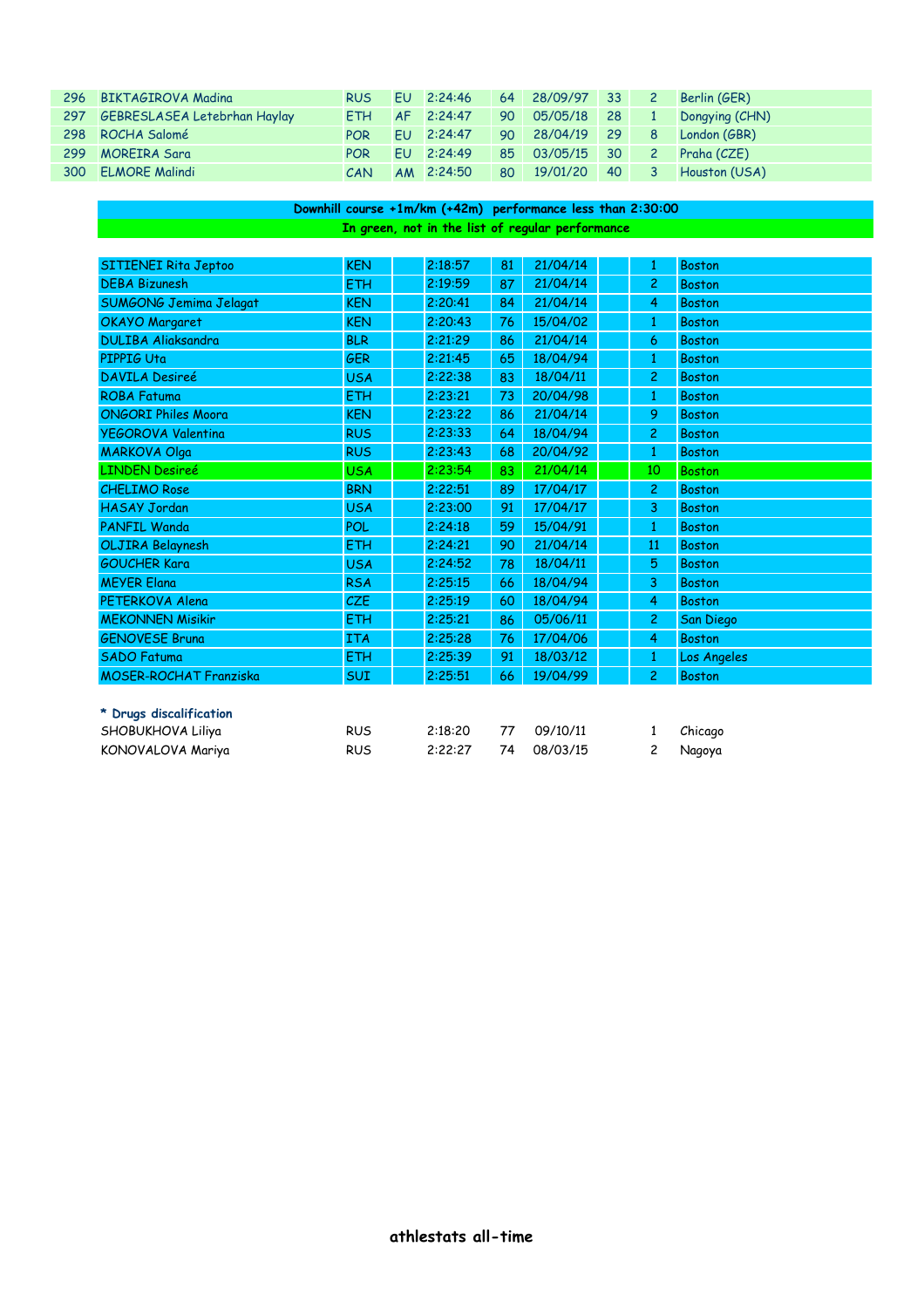| | | | | | | | | | |
|---|---|---|---|---|---|---|---|---|---|
| 296 | BIKTAGIROVA Madina | RUS | EU | 2:24:46 | 64 | 28/09/97 | 33 | 2 | Berlin (GER) |
| 297 | GEBRESLASEA Letebrhan Haylay | ETH | AF | 2:24:47 | 90 | 05/05/18 | 28 | 1 | Dongying (CHN) |
| 298 | ROCHA Salomé | POR | EU | 2:24:47 | 90 | 28/04/19 | 29 | 8 | London (GBR) |
| 299 | MOREIRA Sara | POR | EU | 2:24:49 | 85 | 03/05/15 | 30 | 2 | Praha (CZE) |
| 300 | ELMORE Malindi | CAN | AM | 2:24:50 | 80 | 19/01/20 | 40 | 3 | Houston (USA) |

**Downhill course +1m/km (+42m) performance less than 2:30:00**

**In green, not in the list of regular performance**

| | | | | | | | | |
|---|---|---|---|---|---|---|---|---|
| SITIENEI Rita Jeptoo | KEN | | 2:18:57 | 81 | 21/04/14 | | 1 | Boston |
| DEBA Bizunesh | ETH | | 2:19:59 | 87 | 21/04/14 | | 2 | Boston |
| SUMGONG Jemima Jelagat | KEN | | 2:20:41 | 84 | 21/04/14 | | 4 | Boston |
| OKAYO Margaret | KEN | | 2:20:43 | 76 | 15/04/02 | | 1 | Boston |
| DULIBA Aliaksandra | BLR | | 2:21:29 | 86 | 21/04/14 | | 6 | Boston |
| PIPPIG Uta | GER | | 2:21:45 | 65 | 18/04/94 | | 1 | Boston |
| DAVILA Desireé | USA | | 2:22:38 | 83 | 18/04/11 | | 2 | Boston |
| ROBA Fatuma | ETH | | 2:23:21 | 73 | 20/04/98 | | 1 | Boston |
| ONGORI Philes Moora | KEN | | 2:23:22 | 86 | 21/04/14 | | 9 | Boston |
| YEGOROVA Valentina | RUS | | 2:23:33 | 64 | 18/04/94 | | 2 | Boston |
| MARKOVA Olga | RUS | | 2:23:43 | 68 | 20/04/92 | | 1 | Boston |
| LINDEN Desireé | USA | | 2:23:54 | 83 | 21/04/14 | | 10 | Boston |
| CHELIMO Rose | BRN | | 2:22:51 | 89 | 17/04/17 | | 2 | Boston |
| HASAY Jordan | USA | | 2:23:00 | 91 | 17/04/17 | | 3 | Boston |
| PANFIL Wanda | POL | | 2:24:18 | 59 | 15/04/91 | | 1 | Boston |
| OLJIRA Belaynesh | ETH | | 2:24:21 | 90 | 21/04/14 | | 11 | Boston |
| GOUCHER Kara | USA | | 2:24:52 | 78 | 18/04/11 | | 5 | Boston |
| MEYER Elana | RSA | | 2:25:15 | 66 | 18/04/94 | | 3 | Boston |
| PETERKOVA Alena | CZE | | 2:25:19 | 60 | 18/04/94 | | 4 | Boston |
| MEKONNEN Misikir | ETH | | 2:25:21 | 86 | 05/06/11 | | 2 | San Diego |
| GENOVESE Bruna | ITA | | 2:25:28 | 76 | 17/04/06 | | 4 | Boston |
| SADO Fatuma | ETH | | 2:25:39 | 91 | 18/03/12 | | 1 | Los Angeles |
| MOSER-ROCHAT Franziska | SUI | | 2:25:51 | 66 | 19/04/99 | | 2 | Boston |

**\* Drugs discalification**

| | | | | | | |
|---|---|---|---|---|---|---|
| SHOBUKHOVA Liliya | RUS | 2:18:20 | 77 | 09/10/11 | 1 | Chicago |
| KONOVALOVA Mariya | RUS | 2:22:27 | 74 | 08/03/15 | 2 | Nagoya |